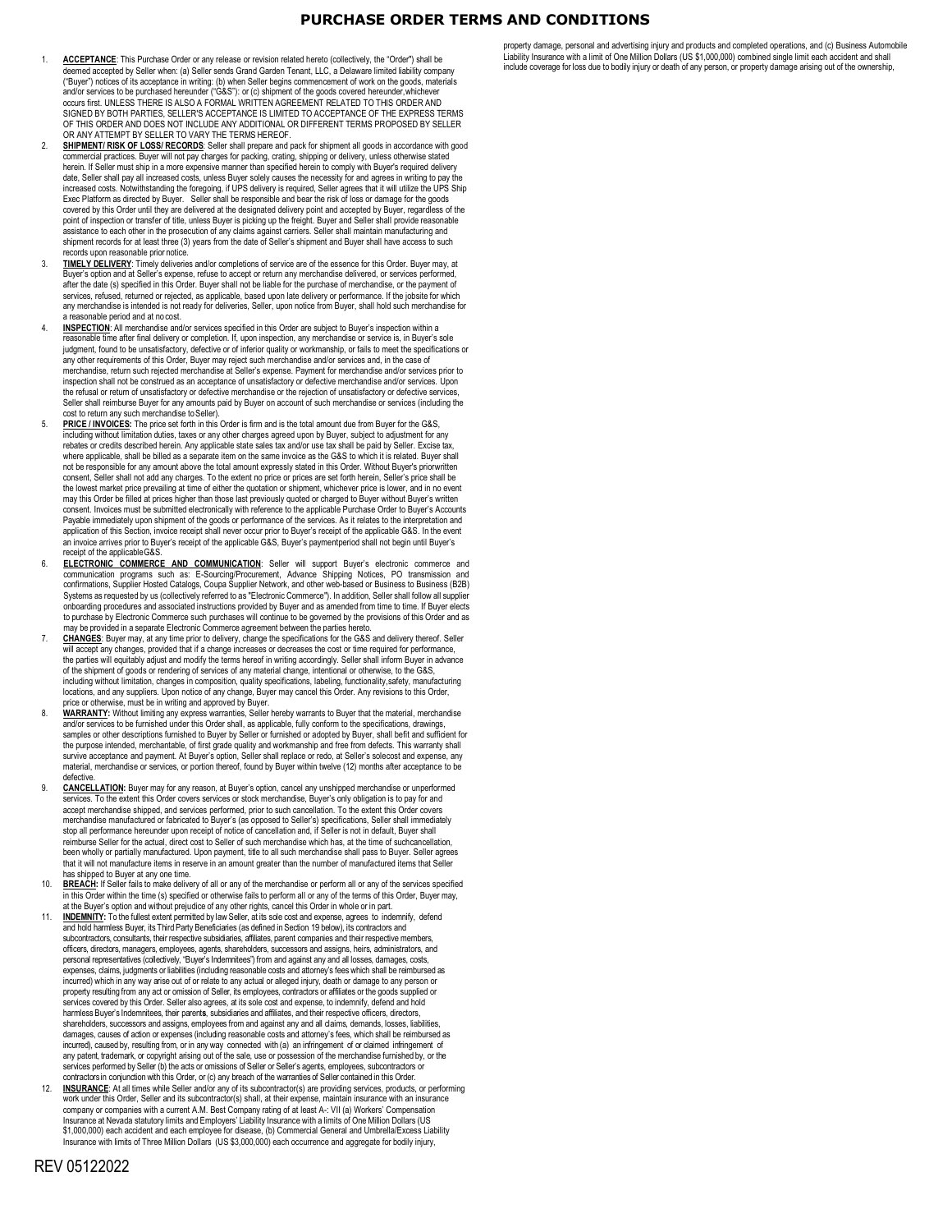# PURCHASE ORDER TERMS AND CONDITIONS

1. **ACCEPTANCE**: This Purchase Order or any release or revision related hereto (collectively, the "Order") shall be deemed accepted by Seller when: (a) Seller sends Grand Garden Tenant, LLC, a Delaware limited liability company ("Buyer") notices of its acceptance in writing: (b) when Seller begins commencement of work on the goods, materials and/or services to be purchased hereunder ("G&S"): or (c) shipment of the goods covered hereunder, whichever occurs first. UNLESS THERE IS ALSO A FORMAL WRITTEN AGREEMENT RELATED TO THIS ORDER AND SIGNED BY BOTH PARTIES, SELLER'S ACCEPTANCE IS LIMITED TO ACCEPTANCE OF THE EXPRESS TERMS OF THIS ORDER AND DOES NOT INCLUDE ANY ADDITIONAL OR DIFFERENT TERMS PROPOSED BY SELLER OR ANY ATTEMPT BY SELLER TO VARY THE TERMS HEREOF.
2. **SHIPMENT/ RISK OF LOSS/ RECORDS**: Seller shall prepare and pack for shipment all goods in accordance with good commercial practices. Buyer will not pay charges for packing, crating, shipping or delivery, unless otherwise stated herein. If Seller must ship in a more expensive manner than specified herein to comply with Buyer's required delivery date, Seller shall pay all increased costs, unless Buyer solely causes the necessity for and agrees in writing to pay the increased costs. Notwithstanding the foregoing, if UPS delivery is required, Seller agrees that it will utilize the UPS Ship Exec Platform as directed by Buyer. Seller shall be responsible and bear the risk of loss or damage for the goods covered by this Order until they are delivered at the designated delivery point and accepted by Buyer, regardless of the point of inspection or transfer of title, unless Buyer is picking up the freight. Buyer and Seller shall provide reasonable assistance to each other in the prosecution of any claims against carriers. Seller shall maintain manufacturing and shipment records for at least three (3) years from the date of Seller's shipment and Buyer shall have access to such records upon reasonable prior notice.
3. **TIMELY DELIVERY**: Timely deliveries and/or completions of service are of the essence for this Order. Buyer may, at Buyer's option and at Seller's expense, refuse to accept or return any merchandise delivered, or services performed, after the date (s) specified in this Order. Buyer shall not be liable for the purchase of merchandise, or the payment of services, refused, returned or rejected, as applicable, based upon late delivery or performance. If the jobsite for which any merchandise is intended is not ready for deliveries, Seller, upon notice from Buyer, shall hold such merchandise for a reasonable period and at no cost.
4. **INSPECTION**: All merchandise and/or services specified in this Order are subject to Buyer's inspection within a reasonable time after final delivery or completion. If, upon inspection, any merchandise or service is, in Buyer's sole judgment, found to be unsatisfactory, defective or of inferior quality or workmanship, or fails to meet the specifications or any other requirements of this Order, Buyer may reject such merchandise and/or services and, in the case of merchandise, return such rejected merchandise at Seller's expense. Payment for merchandise and/or services prior to inspection shall not be construed as an acceptance of unsatisfactory or defective merchandise and/or services. Upon the refusal or return of unsatisfactory or defective merchandise or the rejection of unsatisfactory or defective services, Seller shall reimburse Buyer for any amounts paid by Buyer on account of such merchandise or services (including the cost to return any such merchandise to Seller).
5. **PRICE / INVOICES**: The price set forth in this Order is firm and is the total amount due from Buyer for the G&S, including without limitation duties, taxes or any other charges agreed upon by Buyer, subject to adjustment for any rebates or credits described herein. Any applicable state sales tax and/or use tax shall be paid by Seller. Excise tax, where applicable, shall be billed as a separate item on the same invoice as the G&S to which it is related. Buyer shall not be responsible for any amount above the total amount expressly stated in this Order. Without Buyer's prior written consent, Seller shall not add any charges. To the extent no price or prices are set forth herein, Seller's price shall be the lowest market price prevailing at time of either the quotation or shipment, whichever price is lower, and in no event may this Order be filled at prices higher than those last previously quoted or charged to Buyer without Buyer's written consent. Invoices must be submitted electronically with reference to the applicable Purchase Order to Buyer's Accounts Payable immediately upon shipment of the goods or performance of the services. As it relates to the interpretation and application of this Section, invoice receipt shall never occur prior to Buyer's receipt of the applicable G&S. In the event an invoice arrives prior to Buyer's receipt of the applicable G&S, Buyer's payment period shall not begin until Buyer's receipt of the applicable G&S.
6. **ELECTRONIC COMMERCE AND COMMUNICATION**: Seller will support Buyer's electronic commerce and communication programs such as: E-Sourcing/Procurement, Advance Shipping Notices, PO transmission and confirmations, Supplier Hosted Catalogs, Coupa Supplier Network, and other web-based or Business to Business (B2B) Systems as requested by us (collectively referred to as "Electronic Commerce"). In addition, Seller shall follow all supplier onboarding procedures and associated instructions provided by Buyer and as amended from time to time. If Buyer elects to purchase by Electronic Commerce such purchases will continue to be governed by the provisions of this Order and as may be provided in a separate Electronic Commerce agreement between the parties hereto.
7. **CHANGES**: Buyer may, at any time prior to delivery, change the specifications for the G&S and delivery thereof. Seller will accept any changes, provided that if a change increases or decreases the cost or time required for performance, the parties will equitably adjust and modify the terms hereof in writing accordingly. Seller shall inform Buyer in advance of the shipment of goods or rendering of services of any material change, intentional or otherwise, to the G&S, including without limitation, changes in composition, quality specifications, labeling, functionality, safety, manufacturing locations, and any suppliers. Upon notice of any change, Buyer may cancel this Order. Any revisions to this Order, price or otherwise, must be in writing and approved by Buyer.
8. **WARRANTY:** Without limiting any express warranties, Seller hereby warrants to Buyer that the material, merchandise and/or services to be furnished under this Order shall, as applicable, fully conform to the specifications, drawings, samples or other descriptions furnished to Buyer by Seller or furnished or adopted by Buyer, shall befit and sufficient for the purpose intended, merchantable, of first grade quality and workmanship and free from defects. This warranty shall survive acceptance and payment. At Buyer's option, Seller shall replace or redo, at Seller's sole cost and expense, any material, merchandise or services, or portion thereof, found by Buyer within twelve (12) months after acceptance to be defective.
9. **CANCELLATION:** Buyer may for any reason, at Buyer's option, cancel any unshipped merchandise or unperformed services. To the extent this Order covers services or stock merchandise, Buyer's only obligation is to pay for and accept merchandise shipped, and services performed, prior to such cancellation. To the extent this Order covers merchandise manufactured or fabricated to Buyer's (as opposed to Seller's) specifications, Seller shall immediately stop all performance hereunder upon receipt of notice of cancellation and, if Seller is not in default, Buyer shall reimburse Seller for the actual, direct cost to Seller of such merchandise which has, at the time of such cancellation, been wholly or partially manufactured. Upon payment, title to all such merchandise shall pass to Buyer. Seller agrees that it will not manufacture items in reserve in an amount greater than the number of manufactured items that Seller has shipped to Buyer at any one time.
10. **BREACH:** If Seller fails to make delivery of all or any of the merchandise or perform all or any of the services specified in this Order within the time (s) specified or otherwise fails to perform all or any of the terms of this Order, Buyer may, at the Buyer's option and without prejudice of any other rights, cancel this Order in whole or in part.
11. **INDEMNITY:** To the fullest extent permitted by law Seller, at its sole cost and expense, agrees to indemnify, defend and hold harmless Buyer, its Third Party Beneficiaries (as defined in Section 19 below), its contractors and subcontractors, consultants, their respective subsidiaries, affiliates, parent companies and their respective members, officers, directors, managers, employees, agents, shareholders, successors and assigns, heirs, administrators, and personal representatives (collectively, "Buyer's Indemnitees") from and against any and all losses, damages, costs, expenses, claims, judgments or liabilities (including reasonable costs and attorney's fees which shall be reimbursed as incurred) which in any way arise out of or relate to any actual or alleged injury, death or damage to any person or property resulting from any act or omission of Seller, its employees, contractors or affiliates or the goods supplied or services covered by this Order. Seller also agrees, at its sole cost and expense, to indemnify, defend and hold harmless Buyer's Indemnitees, their parents, subsidiaries and affiliates, and their respective officers, directors, shareholders, successors and assigns, employees from and against any and all claims, demands, losses, liabilities, damages, causes of action or expenses (including reasonable costs and attorney's fees, which shall be reimbursed as incurred), caused by, resulting from, or in any way connected with (a) an infringement of or claimed infringement of any patent, trademark, or copyright arising out of the sale, use or possession of the merchandise furnished by, or the services performed by Seller (b) the acts or omissions of Seller or Seller's agents, employees, subcontractors or contractors in conjunction with this Order, or (c) any breach of the warranties of Seller contained in this Order.
12. **INSURANCE**: At all times while Seller and/or any of its subcontractor(s) are providing services, products, or performing work under this Order, Seller and its subcontractor(s) shall, at their expense, maintain insurance with an insurance company or companies with a current A.M. Best Company rating of at least A-: VII (a) Workers' Compensation Insurance at Nevada statutory limits and Employers' Liability Insurance with a limits of One Million Dollars (US $1,000,000) each accident and each employee for disease, (b) Commercial General and Umbrella/Excess Liability Insurance with limits of Three Million Dollars (US $3,000,000) each occurrence and aggregate for bodily injury, property damage, personal and advertising injury and products and completed operations, and (c) Business Automobile Liability Insurance with a limit of One Million Dollars (US $1,000,000) combined single limit each accident and shall include coverage for loss due to bodily injury or death of any person, or property damage arising out of the ownership,

REV 05122022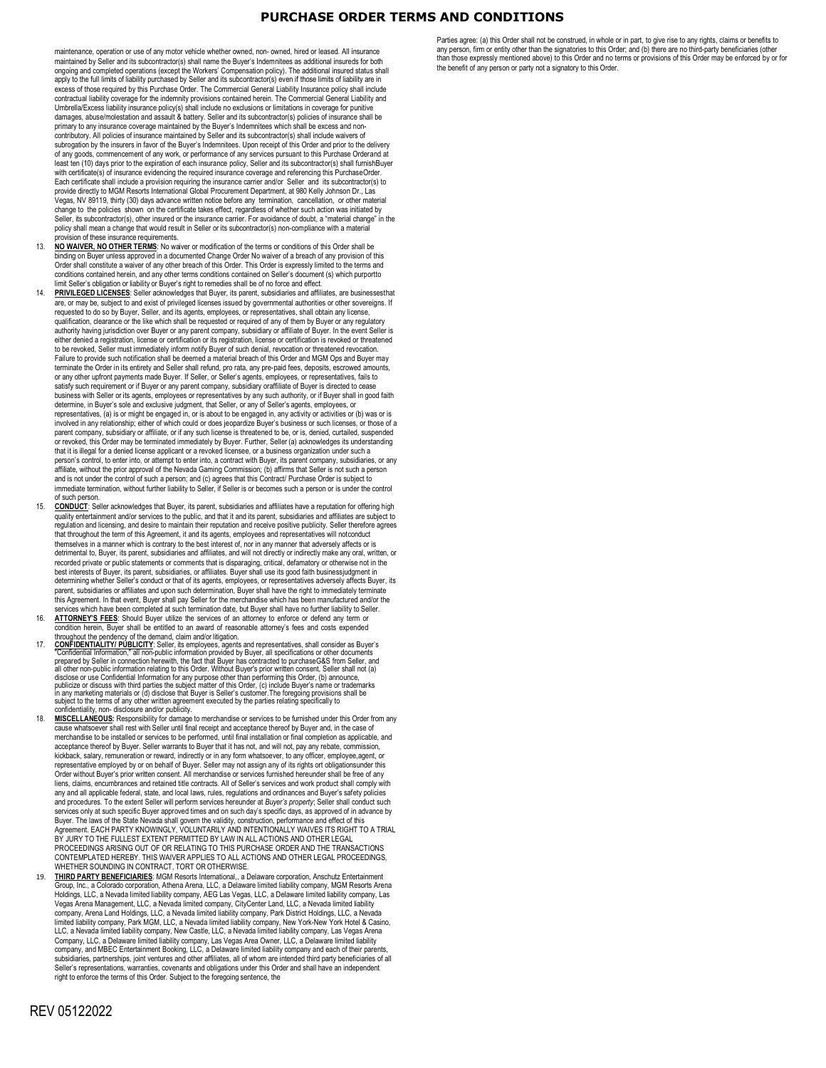# PURCHASE ORDER TERMS AND CONDITIONS

maintenance, operation or use of any motor vehicle whether owned, non- owned, hired or leased. All insurance maintained by Seller and its subcontractor(s) shall name the Buyer's Indemnitees as additional insureds for both ongoing and completed operations (except the Workers' Compensation policy). The additional insured status shall apply to the full limits of liability purchased by Seller and its subcontractor(s) even if those limits of liability are in excess of those required by this Purchase Order. The Commercial General Liability Insurance policy shall include contractual liability coverage for the indemnity provisions contained herein. The Commercial General Liability and Umbrella/Excess liability insurance policy(s) shall include no exclusions or limitations in coverage for punitive damages, abuse/molestation and assault & battery. Seller and its subcontractor(s) policies of insurance shall be primary to any insurance coverage maintained by the Buyer's Indemnitees which shall be excess and non-contributory. All policies of insurance maintained by Seller and its subcontractor(s) shall include waivers of subrogation by the insurers in favor of the Buyer's Indemnitees. Upon receipt of this Order and prior to the delivery of any goods, commencement of any work, or performance of any services pursuant to this Purchase Orderand at least ten (10) days prior to the expiration of each insurance policy, Seller and its subcontractor(s) shall furnishBuyer with certificate(s) of insurance evidencing the required insurance coverage and referencing this PurchaseOrder. Each certificate shall include a provision requiring the insurance carrier and/or Seller and its subcontractor(s) to provide directly to MGM Resorts International Global Procurement Department, at 980 Kelly Johnson Dr., Las Vegas, NV 89119, thirty (30) days advance written notice before any termination, cancellation, or other material change to the policies shown on the certificate takes effect, regardless of whether such action was initiated by Seller, its subcontractor(s), other insured or the insurance carrier. For avoidance of doubt, a "material change" in the policy shall mean a change that would result in Seller or its subcontractor(s) non-compliance with a material provision of these insurance requirements.

13. **NO WAIVER, NO OTHER TERMS**: No waiver or modification of the terms or conditions of this Order shall be binding on Buyer unless approved in a documented Change Order No waiver of a breach of any provision of this Order shall constitute a waiver of any other breach of this Order. This Order is expressly limited to the terms and conditions contained herein, and any other terms conditions contained on Seller's document (s) which purportto limit Seller's obligation or liability or Buyer's right to remedies shall be of no force and effect.
14. **PRIVILEGED LICENSES**: Seller acknowledges that Buyer, its parent, subsidiaries and affiliates, are businessesthat are, or may be, subject to and exist of privileged licenses issued by governmental authorities or other sovereigns. If requested to do so by Buyer, Seller, and its agents, employees, or representatives, shall obtain any license, qualification, clearance or the like which shall be requested or required of any of them by Buyer or any regulatory authority having jurisdiction over Buyer or any parent company, subsidiary or affiliate of Buyer. In the event Seller is either denied a registration, license or certification or its registration, license or certification is revoked or threatened to be revoked, Seller must immediately inform notify Buyer of such denial, revocation or threatened revocation. Failure to provide such notification shall be deemed a material breach of this Order and MGM Ops and Buyer may terminate the Order in its entirety and Seller shall refund, pro rata, any pre-paid fees, deposits, escrowed amounts, or any other upfront payments made Buyer. If Seller, or Seller's agents, employees, or representatives, fails to satisfy such requirement or if Buyer or any parent company, subsidiary oraffiliate of Buyer is directed to cease business with Seller or its agents, employees or representatives by any such authority, or if Buyer shall in good faith determine, in Buyer's sole and exclusive judgment, that Seller, or any of Seller's agents, employees, or representatives, (a) is or might be engaged in, or is about to be engaged in, any activity or activities or (b) was or is involved in any relationship; either of which could or does jeopardize Buyer's business or such licenses, or those of a parent company, subsidiary or affiliate, or if any such license is threatened to be, or is, denied, curtailed, suspended or revoked, this Order may be terminated immediately by Buyer. Further, Seller (a) acknowledges its understanding that it is illegal for a denied license applicant or a revoked licensee, or a business organization under such a person's control, to enter into, or attempt to enter into, a contract with Buyer, its parent company, subsidiaries, or any affiliate, without the prior approval of the Nevada Gaming Commission; (b) affirms that Seller is not such a person and is not under the control of such a person; and (c) agrees that this Contract/ Purchase Order is subject to immediate termination, without further liability to Seller, if Seller is or becomes such a person or is under the control of such person.
15. **CONDUCT**: Seller acknowledges that Buyer, its parent, subsidiaries and affiliates have a reputation for offering high quality entertainment and/or services to the public, and that it and its parent, subsidiaries and affiliates are subject to regulation and licensing, and desire to maintain their reputation and receive positive publicity. Seller therefore agrees that throughout the term of this Agreement, it and its agents, employees and representatives will notconduct themselves in a manner which is contrary to the best interest of, nor in any manner that adversely affects or is detrimental to, Buyer, its parent, subsidiaries and affiliates, and will not directly or indirectly make any oral, written, or recorded private or public statements or comments that is disparaging, critical, defamatory or otherwise not in the best interests of Buyer, its parent, subsidiaries, or affiliates. Buyer shall use its good faith businessjudgment in determining whether Seller's conduct or that of its agents, employees, or representatives adversely affects Buyer, its parent, subsidiaries or affiliates and upon such determination, Buyer shall have the right to immediately terminate this Agreement. In that event, Buyer shall pay Seller for the merchandise which has been manufactured and/or the services which have been completed at such termination date, but Buyer shall have no further liability to Seller.
16. **ATTORNEY'S FEES**: Should Buyer utilize the services of an attorney to enforce or defend any term or condition herein, Buyer shall be entitled to an award of reasonable attorney's fees and costs expended throughout the pendency of the demand, claim and/or litigation.
17. **CONFIDENTIALITY/ PUBLICITY**: Seller, its employees, agents and representatives, shall consider as Buyer's "Confidential Information," all non-public information provided by Buyer, all specifications or other documents prepared by Seller in connection herewith, the fact that Buyer has contracted to purchaseG&S from Seller, and all other non-public information relating to this Order. Without Buyer's prior written consent, Seller shall not (a) disclose or use Confidential Information for any purpose other than performing this Order, (b) announce, publicize or discuss with third parties the subject matter of this Order, (c) include Buyer's name or trademarks in any marketing materials or (d) disclose that Buyer is Seller's customer.The foregoing provisions shall be subject to the terms of any other written agreement executed by the parties relating specifically to confidentiality, non- disclosure and/or publicity.
18. **MISCELLANEOUS:** Responsibility for damage to merchandise or services to be furnished under this Order from any cause whatsoever shall rest with Seller until final receipt and acceptance thereof by Buyer and, in the case of merchandise to be installed or services to be performed, until final installation or final completion as applicable, and acceptance thereof by Buyer. Seller warrants to Buyer that it has not, and will not, pay any rebate, commission, kickback, salary, remuneration or reward, indirectly or in any form whatsoever, to any officer, employee,agent, or representative employed by or on behalf of Buyer. Seller may not assign any of its rights ort obligationsunder this Order without Buyer's prior written consent. All merchandise or services furnished hereunder shall be free of any liens, claims, encumbrances and retained title contracts. All of Seller's services and work product shall comply with any and all applicable federal, state, and local laws, rules, regulations and ordinances and Buyer's safety policies and procedures. To the extent Seller will perform services hereunder at *Buyer's property*; Seller shall conduct such services only at such specific Buyer approved times and on such day's specific days, as approved of in advance by Buyer. The laws of the State Nevada shall govern the validity, construction, performance and effect of this Agreement. EACH PARTY KNOWINGLY, VOLUNTARILY AND INTENTIONALLY WAIVES ITS RIGHT TO A TRIAL BY JURY TO THE FULLEST EXTENT PERMITTED BY LAW IN ALL ACTIONS AND OTHER LEGAL PROCEEDINGS ARISING OUT OF OR RELATING TO THIS PURCHASE ORDER AND THE TRANSACTIONS CONTEMPLATED HEREBY. THIS WAIVER APPLIES TO ALL ACTIONS AND OTHER LEGAL PROCEEDINGS, WHETHER SOUNDING IN CONTRACT, TORT OR OTHERWISE.
19. **THIRD PARTY BENEFICIARIES**: MGM Resorts International,, a Delaware corporation, Anschutz Entertainment Group, Inc., a Colorado corporation, Athena Arena, LLC, a Delaware limited liability company, MGM Resorts Arena Holdings, LLC, a Nevada limited liability company, AEG Las Vegas, LLC, a Delaware limited liability company, Las Vegas Arena Management, LLC, a Nevada limited company, CityCenter Land, LLC, a Nevada limited liability company, Arena Land Holdings, LLC, a Nevada limited liability company, Park District Holdings, LLC, a Nevada limited liability company, Park MGM, LLC, a Nevada limited liability company, New York-New York Hotel & Casino, LLC, a Nevada limited liability company, New Castle, LLC, a Nevada limited liability company, Las Vegas Arena Company, LLC, a Delaware limited liability company, Las Vegas Area Owner, LLC, a Delaware limited liability company, and MBEC Entertainment Booking, LLC, a Delaware limited liability company and each of their parents, subsidiaries, partnerships, joint ventures and other affiliates, all of whom are intended third party beneficiaries of all Seller's representations, warranties, covenants and obligations under this Order and shall have an independent right to enforce the terms of this Order. Subject to the foregoing sentence, the Parties agree: (a) this Order shall not be construed, in whole or in part, to give rise to any rights, claims or benefits to any person, firm or entity other than the signatories to this Order; and (b) there are no third-party beneficiaries (other than those expressly mentioned above) to this Order and no terms or provisions of this Order may be enforced by or for the benefit of any person or party not a signatory to this Order.

REV 05122022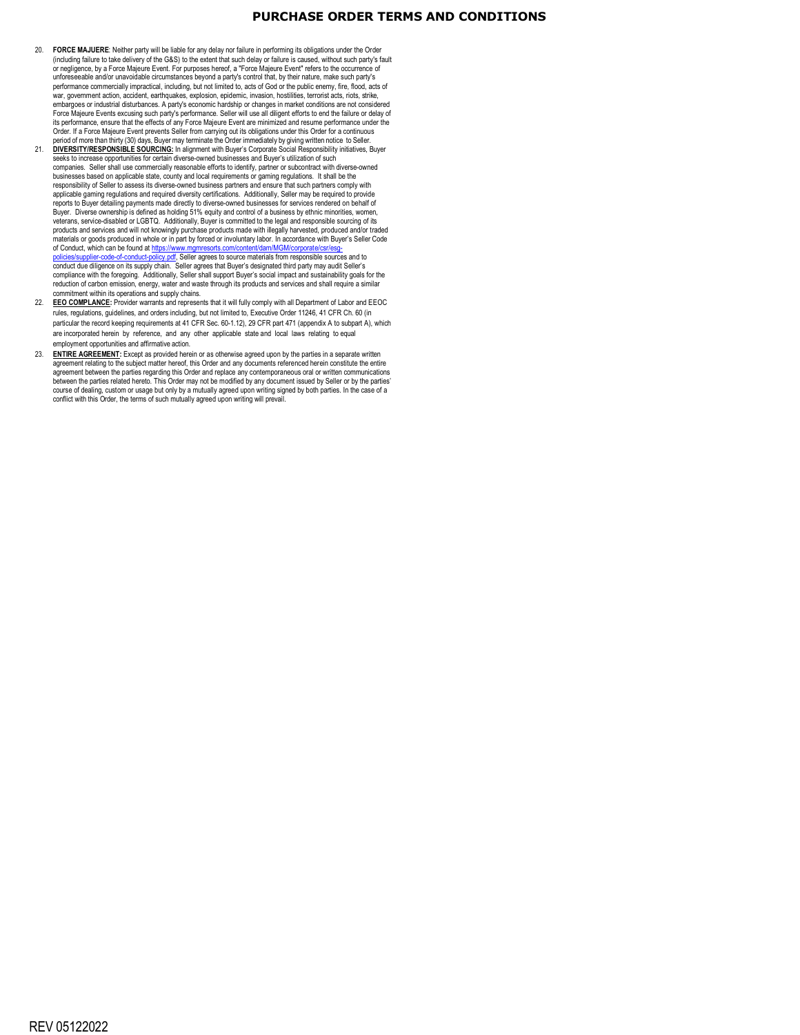# PURCHASE ORDER TERMS AND CONDITIONS

20. **FORCE MAJUERE**: Neither party will be liable for any delay nor failure in performing its obligations under the Order (including failure to take delivery of the G&S) to the extent that such delay or failure is caused, without such party's fault or negligence, by a Force Majeure Event. For purposes hereof, a "Force Majeure Event" refers to the occurrence of unforeseeable and/or unavoidable circumstances beyond a party's control that, by their nature, make such party's performance commercially impractical, including, but not limited to, acts of God or the public enemy, fire, flood, acts of war, government action, accident, earthquakes, explosion, epidemic, invasion, hostilities, terrorist acts, riots, strike, embargoes or industrial disturbances. A party's economic hardship or changes in market conditions are not considered Force Majeure Events excusing such party's performance. Seller will use all diligent efforts to end the failure or delay of its performance, ensure that the effects of any Force Majeure Event are minimized and resume performance under the Order. If a Force Majeure Event prevents Seller from carrying out its obligations under this Order for a continuous period of more than thirty (30) days, Buyer may terminate the Order immediately by giving written notice to Seller.
21. **DIVERSITY/RESPONSIBLE SOURCING:** In alignment with Buyer's Corporate Social Responsibility initiatives, Buyer seeks to increase opportunities for certain diverse-owned businesses and Buyer's utilization of such companies. Seller shall use commercially reasonable efforts to identify, partner or subcontract with diverse-owned businesses based on applicable state, county and local requirements or gaming regulations. It shall be the responsibility of Seller to assess its diverse-owned business partners and ensure that such partners comply with applicable gaming regulations and required diversity certifications. Additionally, Seller may be required to provide reports to Buyer detailing payments made directly to diverse-owned businesses for services rendered on behalf of Buyer. Diverse ownership is defined as holding 51% equity and control of a business by ethnic minorities, women, veterans, service-disabled or LGBTQ. Additionally, Buyer is committed to the legal and responsible sourcing of its products and services and will not knowingly purchase products made with illegally harvested, produced and/or traded materials or goods produced in whole or in part by forced or involuntary labor. In accordance with Buyer's Seller Code of Conduct, which can be found at https://www.mgmresorts.com/content/dam/MGM/corporate/csr/esg-policies/supplier-code-of-conduct-policy.pdf, Seller agrees to source materials from responsible sources and to conduct due diligence on its supply chain. Seller agrees that Buyer's designated third party may audit Seller's compliance with the foregoing. Additionally, Seller shall support Buyer's social impact and sustainability goals for the reduction of carbon emission, energy, water and waste through its products and services and shall require a similar commitment within its operations and supply chains.
22. **EEO COMPLANCE:** Provider warrants and represents that it will fully comply with all Department of Labor and EEOC rules, regulations, guidelines, and orders including, but not limited to, Executive Order 11246, 41 CFR Ch. 60 (in particular the record keeping requirements at 41 CFR Sec. 60-1.12), 29 CFR part 471 (appendix A to subpart A), which are incorporated herein by reference, and any other applicable state and local laws relating to equal employment opportunities and affirmative action.
23. **ENTIRE AGREEMENT:** Except as provided herein or as otherwise agreed upon by the parties in a separate written agreement relating to the subject matter hereof, this Order and any documents referenced herein constitute the entire agreement between the parties regarding this Order and replace any contemporaneous oral or written communications between the parties related hereto. This Order may not be modified by any document issued by Seller or by the parties' course of dealing, custom or usage but only by a mutually agreed upon writing signed by both parties. In the case of a conflict with this Order, the terms of such mutually agreed upon writing will prevail.

REV 05122022